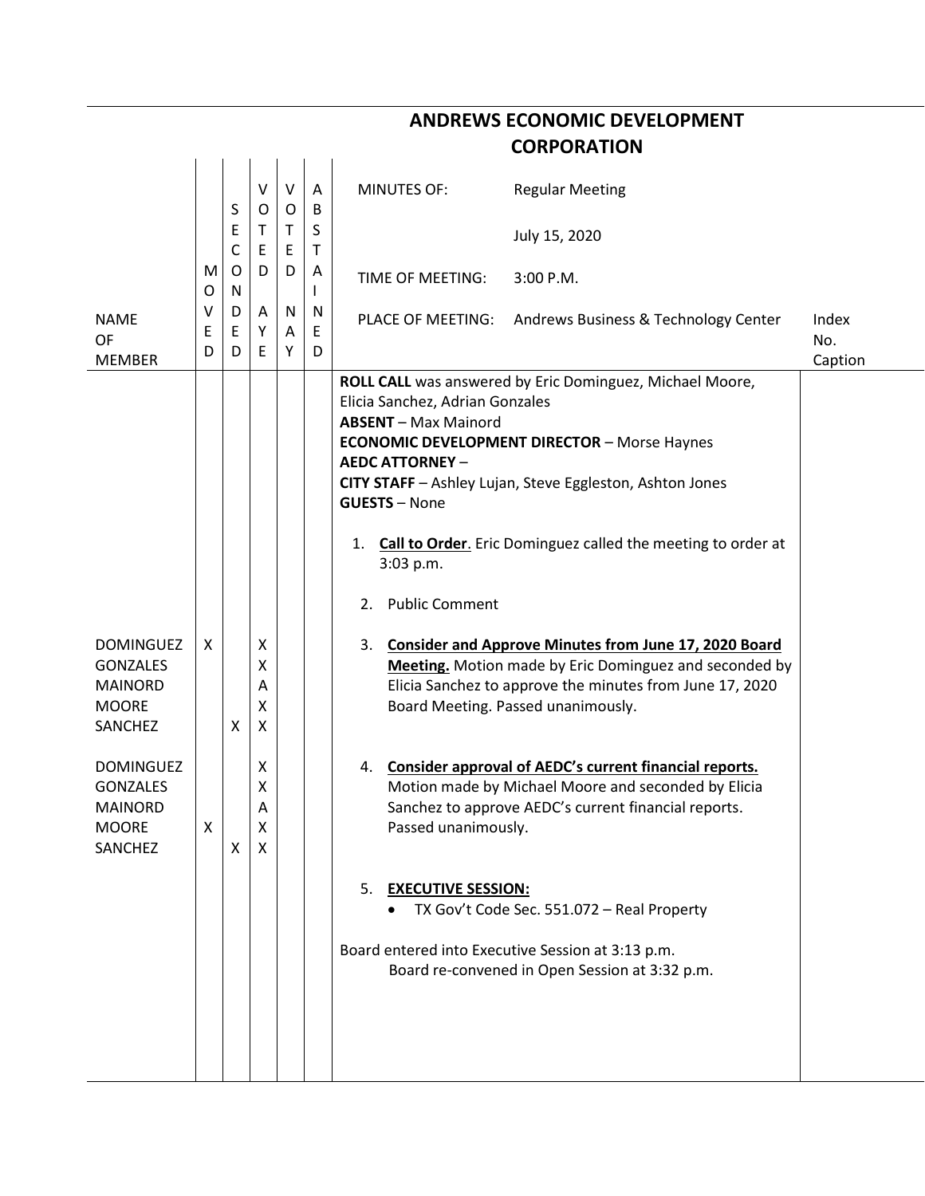# ANDREWS ECONOMIC DEVELOPMENT CORPORATION

| NAME OF MEMBER | MOVED | SECONDED | VOTED AYE | VOTED NAY | ABSTAINED | MINUTES OF: Regular Meeting<br>July 15, 2020<br>TIME OF MEETING: 3:00 P.M.<br>PLACE OF MEETING: Andrews Business & Technology Center | Index No. Caption |
|---|---|---|---|---|---|---|---|
| | | | | | | **ROLL CALL** was answered by Eric Dominguez, Michael Moore, Elicia Sanchez, Adrian Gonzales<br>**ABSENT** – Max Mainord<br>**ECONOMIC DEVELOPMENT DIRECTOR** – Morse Haynes<br>**AEDC ATTORNEY** –<br>**CITY STAFF** – Ashley Lujan, Steve Eggleston, Ashton Jones<br>**GUESTS** – None | |
| | | | | | | 1. **Call to Order**. Eric Dominguez called the meeting to order at 3:03 p.m. | |
| | | | | | | 2. Public Comment | |
| DOMINGUEZ | X | | X | | | 3. **Consider and Approve Minutes from June 17, 2020 Board Meeting.** Motion made by Eric Dominguez and seconded by Elicia Sanchez to approve the minutes from June 17, 2020 Board Meeting. Passed unanimously. | |
| GONZALES | | | X | | | | |
| MAINORD | | | A | | | | |
| MOORE | | | X | | | | |
| SANCHEZ | | X | X | | | | |
| DOMINGUEZ | | | X | | | 4. **Consider approval of AEDC's current financial reports.** Motion made by Michael Moore and seconded by Elicia Sanchez to approve AEDC's current financial reports. Passed unanimously. | |
| GONZALES | | | X | | | | |
| MAINORD | | | A | | | | |
| MOORE | X | | X | | | | |
| SANCHEZ | | X | X | | | | |
| | | | | | | 5. **EXECUTIVE SESSION:**<br>• TX Gov't Code Sec. 551.072 – Real Property | |
| | | | | | | Board entered into Executive Session at 3:13 p.m.<br>Board re-convened in Open Session at 3:32 p.m. | |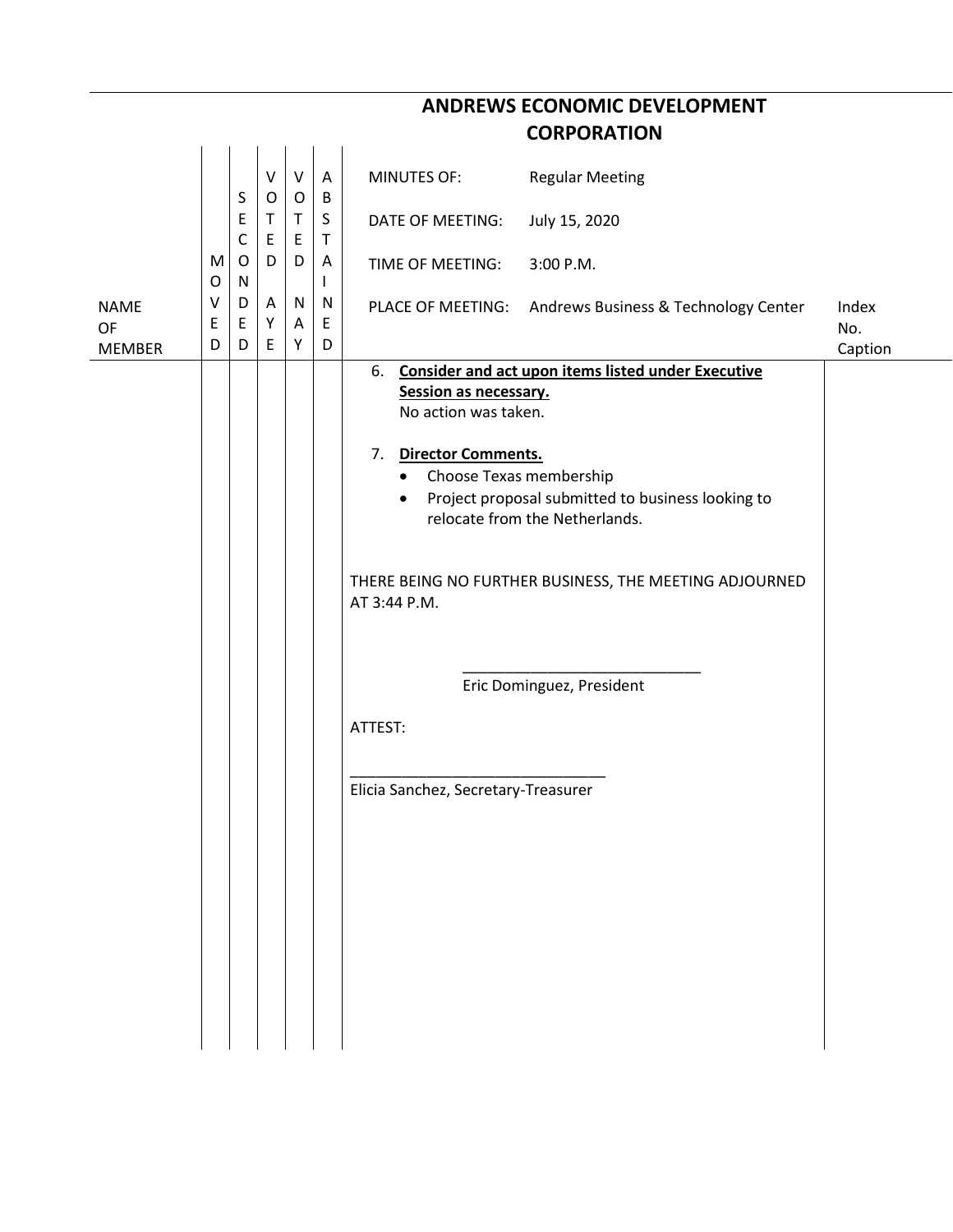# ANDREWS ECONOMIC DEVELOPMENT CORPORATION

| NAME OF MEMBER | MOVED | SECONDED | VOTED AYE | VOTED NAY | ABSTAINED | | Index No. Caption |
|---|---|---|---|---|---|---|---|
| | | | | | | MINUTES OF: Regular Meeting<br>DATE OF MEETING: July 15, 2020<br>TIME OF MEETING: 3:00 P.M.<br>PLACE OF MEETING: Andrews Business & Technology Center | |

6. **Consider and act upon items listed under Executive Session as necessary.**
   No action was taken.

7. **Director Comments.**
   - Choose Texas membership
   - Project proposal submitted to business looking to relocate from the Netherlands.

THERE BEING NO FURTHER BUSINESS, THE MEETING ADJOURNED AT 3:44 P.M.

______________________________
Eric Dominguez, President

ATTEST:

______________________________
Elicia Sanchez, Secretary-Treasurer